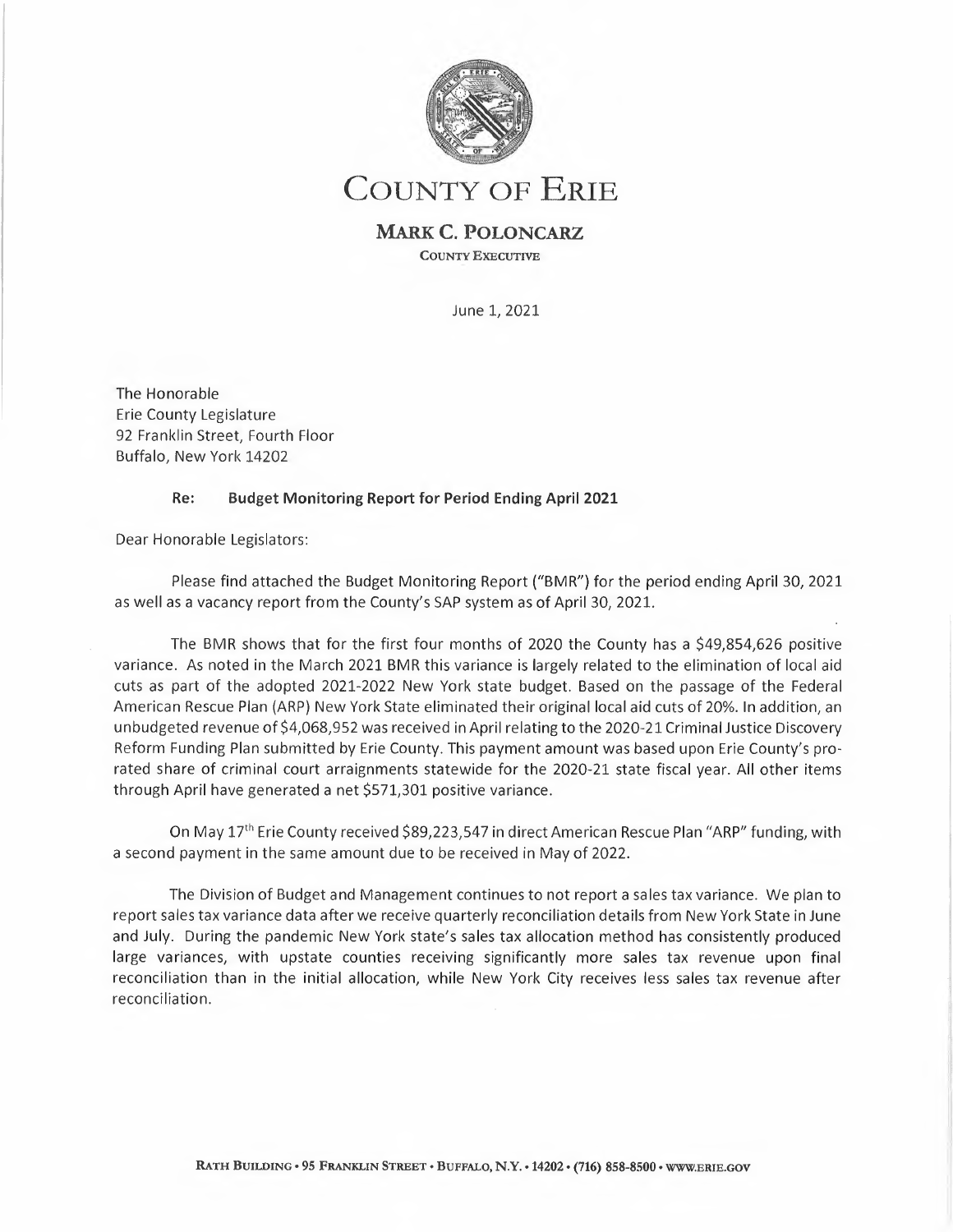# COUNTY OF ERIE

## MARK C. POLONCARZ

COUNTY EXECUTIVE

June 1, 2021

The Honorable
Erie County Legislature
92 Franklin Street, Fourth Floor
Buffalo, New York 14202

**Re: Budget Monitoring Report for Period Ending April 2021**

Dear Honorable Legislators:

Please find attached the Budget Monitoring Report ("BMR") for the period ending April 30, 2021 as well as a vacancy report from the County's SAP system as of April 30, 2021.

The BMR shows that for the first four months of 2020 the County has a $49,854,626 positive variance. As noted in the March 2021 BMR this variance is largely related to the elimination of local aid cuts as part of the adopted 2021-2022 New York state budget. Based on the passage of the Federal American Rescue Plan (ARP) New York State eliminated their original local aid cuts of 20%. In addition, an unbudgeted revenue of $4,068,952 was received in April relating to the 2020-21 Criminal Justice Discovery Reform Funding Plan submitted by Erie County. This payment amount was based upon Erie County's pro-rated share of criminal court arraignments statewide for the 2020-21 state fiscal year. All other items through April have generated a net $571,301 positive variance.

On May 17th Erie County received $89,223,547 in direct American Rescue Plan "ARP" funding, with a second payment in the same amount due to be received in May of 2022.

The Division of Budget and Management continues to not report a sales tax variance. We plan to report sales tax variance data after we receive quarterly reconciliation details from New York State in June and July. During the pandemic New York state's sales tax allocation method has consistently produced large variances, with upstate counties receiving significantly more sales tax revenue upon final reconciliation than in the initial allocation, while New York City receives less sales tax revenue after reconciliation.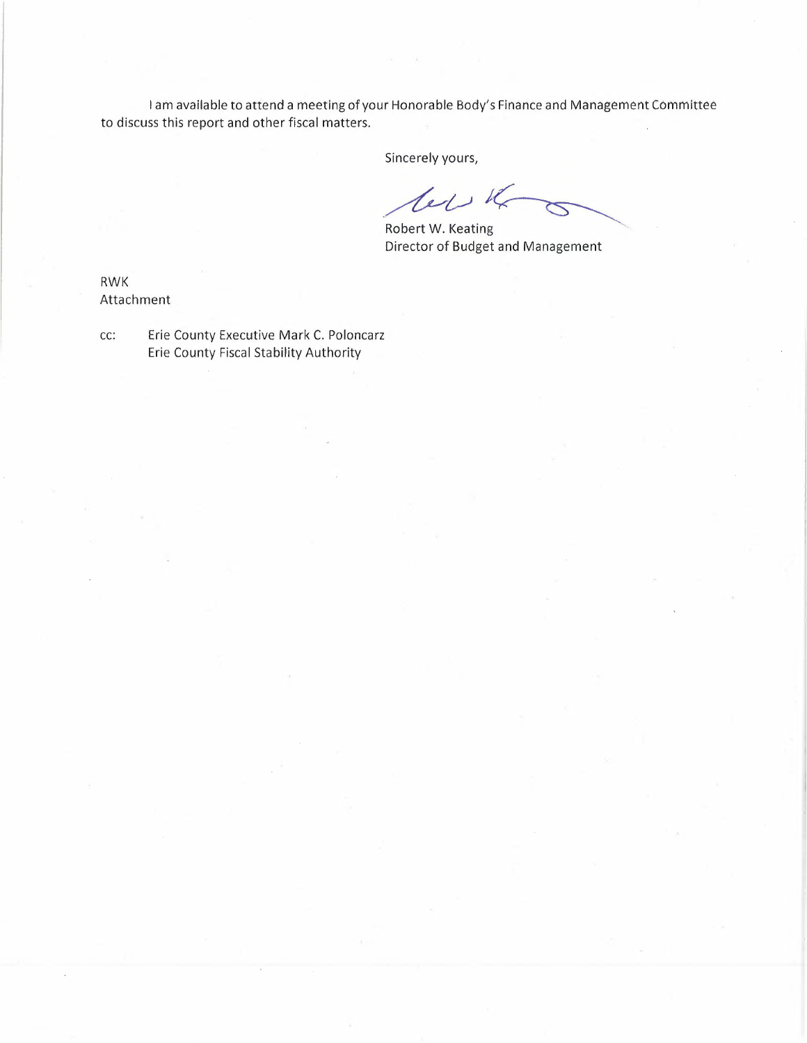I am available to attend a meeting of your Honorable Body's Finance and Management Committee to discuss this report and other fiscal matters.

Sincerely yours,

Robert W. Keating
Director of Budget and Management

RWK
Attachment

cc: Erie County Executive Mark C. Poloncarz
Erie County Fiscal Stability Authority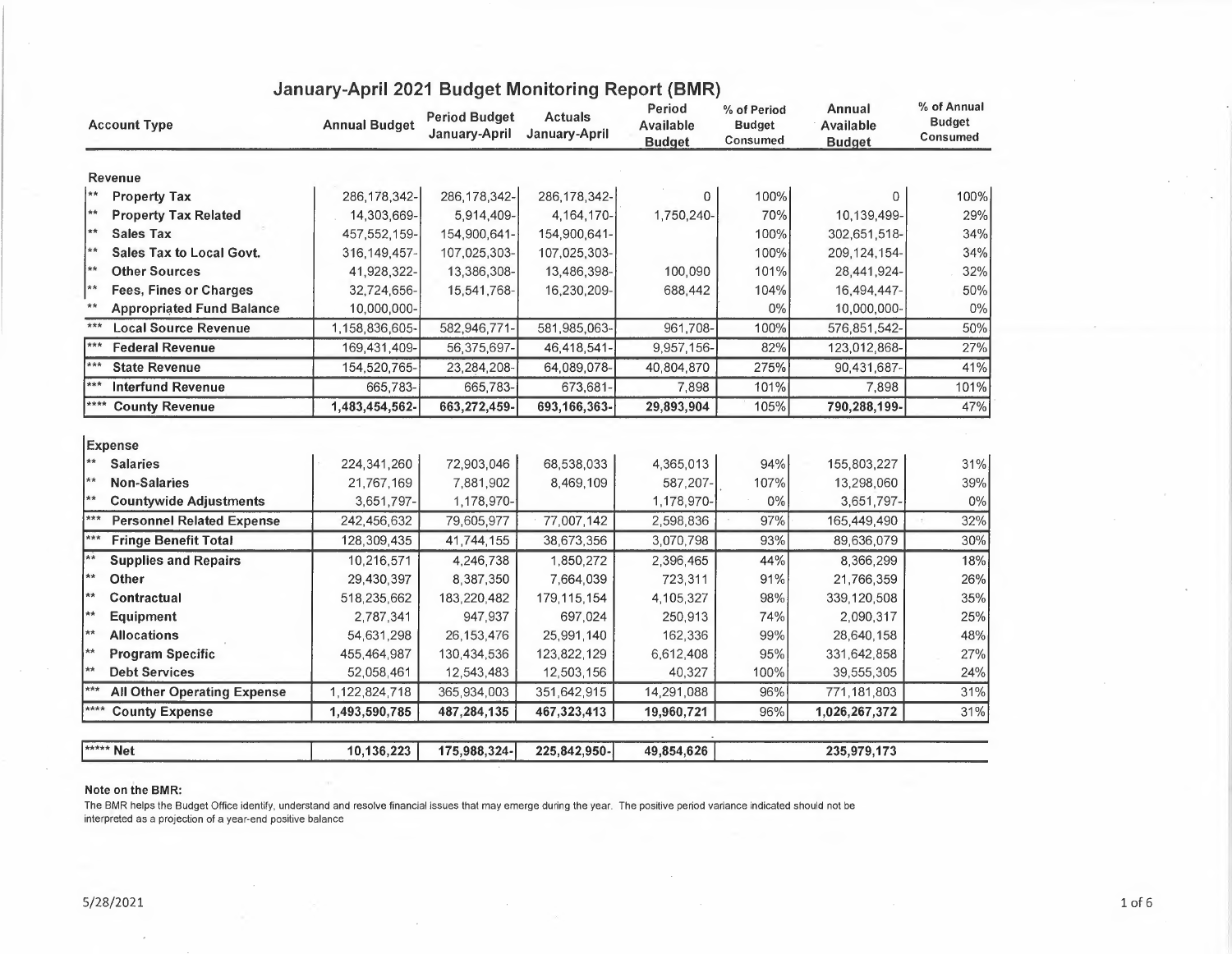# January-April 2021 Budget Monitoring Report (BMR)

| | Account Type | Annual Budget | Period Budget January-April | Actuals January-April | Period Available Budget | % of Period Budget Consumed | Annual Available Budget | % of Annual Budget Consumed |
|---|---|---|---|---|---|---|---|---|
| | **Revenue** | | | | | | | |
| ** | **Property Tax** | 286,178,342- | 286,178,342- | 286,178,342- | 0 | 100% | 0 | 100% |
| ** | **Property Tax Related** | 14,303,669- | 5,914,409- | 4,164,170- | 1,750,240- | 70% | 10,139,499- | 29% |
| ** | **Sales Tax** | 457,552,159- | 154,900,641- | 154,900,641- | | 100% | 302,651,518- | 34% |
| ** | **Sales Tax to Local Govt.** | 316,149,457- | 107,025,303- | 107,025,303- | | 100% | 209,124,154- | 34% |
| ** | **Other Sources** | 41,928,322- | 13,386,308- | 13,486,398- | 100,090 | 101% | 28,441,924- | 32% |
| ** | **Fees, Fines or Charges** | 32,724,656- | 15,541,768- | 16,230,209- | 688,442 | 104% | 16,494,447- | 50% |
| ** | **Appropriated Fund Balance** | 10,000,000- | | | | 0% | 10,000,000- | 0% |
| *** | **Local Source Revenue** | 1,158,836,605- | 582,946,771- | 581,985,063- | 961,708- | 100% | 576,851,542- | 50% |
| *** | **Federal Revenue** | 169,431,409- | 56,375,697- | 46,418,541- | 9,957,156- | 82% | 123,012,868- | 27% |
| *** | **State Revenue** | 154,520,765- | 23,284,208- | 64,089,078- | 40,804,870 | 275% | 90,431,687- | 41% |
| *** | **Interfund Revenue** | 665,783- | 665,783- | 673,681- | 7,898 | 101% | 7,898 | 101% |
| **** | **County Revenue** | **1,483,454,562-** | **663,272,459-** | **693,166,363-** | **29,893,904** | 105% | **790,288,199-** | 47% |
| | **Expense** | | | | | | | |
| ** | **Salaries** | 224,341,260 | 72,903,046 | 68,538,033 | 4,365,013 | 94% | 155,803,227 | 31% |
| ** | **Non-Salaries** | 21,767,169 | 7,881,902 | 8,469,109 | 587,207- | 107% | 13,298,060 | 39% |
| ** | **Countywide Adjustments** | 3,651,797- | 1,178,970- | | 1,178,970- | 0% | 3,651,797- | 0% |
| *** | **Personnel Related Expense** | 242,456,632 | 79,605,977 | 77,007,142 | 2,598,836 | 97% | 165,449,490 | 32% |
| *** | **Fringe Benefit Total** | 128,309,435 | 41,744,155 | 38,673,356 | 3,070,798 | 93% | 89,636,079 | 30% |
| ** | **Supplies and Repairs** | 10,216,571 | 4,246,738 | 1,850,272 | 2,396,465 | 44% | 8,366,299 | 18% |
| ** | **Other** | 29,430,397 | 8,387,350 | 7,664,039 | 723,311 | 91% | 21,766,359 | 26% |
| ** | **Contractual** | 518,235,662 | 183,220,482 | 179,115,154 | 4,105,327 | 98% | 339,120,508 | 35% |
| ** | **Equipment** | 2,787,341 | 947,937 | 697,024 | 250,913 | 74% | 2,090,317 | 25% |
| ** | **Allocations** | 54,631,298 | 26,153,476 | 25,991,140 | 162,336 | 99% | 28,640,158 | 48% |
| ** | **Program Specific** | 455,464,987 | 130,434,536 | 123,822,129 | 6,612,408 | 95% | 331,642,858 | 27% |
| ** | **Debt Services** | 52,058,461 | 12,543,483 | 12,503,156 | 40,327 | 100% | 39,555,305 | 24% |
| *** | **All Other Operating Expense** | 1,122,824,718 | 365,934,003 | 351,642,915 | 14,291,088 | 96% | 771,181,803 | 31% |
| **** | **County Expense** | **1,493,590,785** | **487,284,135** | **467,323,413** | **19,960,721** | 96% | **1,026,267,372** | 31% |
| ***** | **Net** | **10,136,223** | **175,988,324-** | **225,842,950-** | **49,854,626** | | **235,979,173** | |

**Note on the BMR:**

The BMR helps the Budget Office identify, understand and resolve financial issues that may emerge during the year. The positive period variance indicated should not be interpreted as a projection of a year-end positive balance

5/28/2021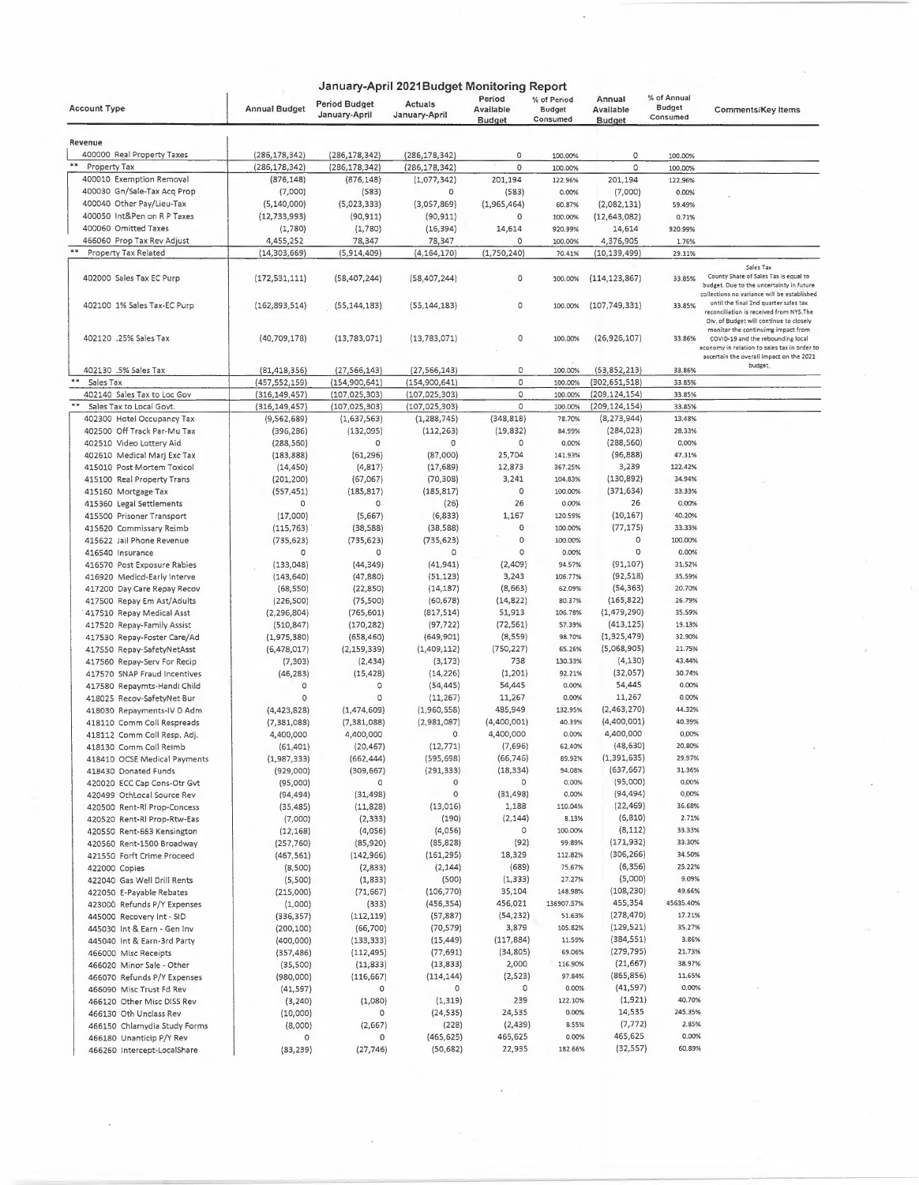# January-April 2021Budget Monitoring Report

| Account Type | Annual Budget | Period Budget January-April | Actuals January-April | Period Available Budget | % of Period Budget Consumed | Annual Available Budget | % of Annual Budget Consumed | Comments/Key Items |
|---|---|---|---|---|---|---|---|---|
| **Revenue** | | | | | | | | |
| 400000 Real Property Taxes | (286,178,342) | (286,178,342) | (286,178,342) | 0 | 100.00% | 0 | 100.00% | |
| ** Property Tax | (286,178,342) | (286,178,342) | (286,178,342) | 0 | 100.00% | 0 | 100.00% | |
| 400010 Exemption Removal | (876,148) | (876,148) | (1,077,342) | 201,194 | 122.96% | 201,194 | 122.96% | |
| 400030 Gn/Sale-Tax Acq Prop | (7,000) | (583) | 0 | (583) | 0.00% | (7,000) | 0.00% | |
| 400040 Other Pay/Lieu-Tax | (5,140,000) | (5,023,333) | (3,057,869) | (1,965,464) | 60.87% | (2,082,131) | 59.49% | |
| 400050 Int&Pen on R P Taxes | (12,733,993) | (90,911) | (90,911) | 0 | 100.00% | (12,643,082) | 0.71% | |
| 400060 Omitted Taxes | (1,780) | (1,780) | (16,394) | 14,614 | 920.99% | 14,614 | 920.99% | |
| 466060 Prop Tax Rev Adjust | 4,455,252 | 78,347 | 78,347 | 0 | 100.00% | 4,376,905 | 1.76% | |
| ** Property Tax Related | (14,303,669) | (5,914,409) | (4,164,170) | (1,750,240) | 70.41% | (10,139,499) | 29.11% | |
| 402000 Sales Tax EC Purp | (172,531,111) | (58,407,244) | (58,407,244) | 0 | 100.00% | (114,123,867) | 33.85% | Sales Tax County Share of Sales Tax is equal to budget. Due to the uncertainty in future collections no variance will be established until the final 2nd quarter sales tax reconciliation is received from NYS.The Div. of Budget will continue to closely monitor the continuing impact from COVID-19 and the rebounding local economy in relation to sales tax in order to ascertain the overall impact on the 2021 budget. |
| 402100 1% Sales Tax-EC Purp | (162,893,514) | (55,144,183) | (55,144,183) | 0 | 100.00% | (107,749,331) | 33.85% | |
| 402120 .25% Sales Tax | (40,709,178) | (13,783,071) | (13,783,071) | 0 | 100.00% | (26,926,107) | 33.86% | |
| 402130 .5% Sales Tax | (81,418,356) | (27,566,143) | (27,566,143) | 0 | 100.00% | (53,852,213) | 33.86% | |
| ** Sales Tax | (457,552,159) | (154,900,641) | (154,900,641) | 0 | 100.00% | (302,651,518) | 33.85% | |
| 402140 Sales Tax to Loc Gov | (316,149,457) | (107,025,303) | (107,025,303) | 0 | 100.00% | (209,124,154) | 33.85% | |
| ** Sales Tax to Local Govt. | (316,149,457) | (107,025,303) | (107,025,303) | 0 | 100.00% | (209,124,154) | 33.85% | |
| 402300 Hotel Occupancy Tax | (9,562,689) | (1,637,563) | (1,288,745) | (348,818) | 78.70% | (8,273,944) | 13.48% | |
| 402500 Off Track Par-Mu Tax | (396,286) | (132,095) | (112,263) | (19,832) | 84.99% | (284,023) | 28.33% | |
| 402510 Video Lottery Aid | (288,560) | 0 | 0 | 0 | 0.00% | (288,560) | 0.00% | |
| 402610 Medical Marj Exc Tax | (183,888) | (61,296) | (87,000) | 25,704 | 141.93% | (96,888) | 47.31% | |
| 415010 Post Mortem Toxicol | (14,450) | (4,817) | (17,689) | 12,873 | 367.25% | 3,239 | 122.42% | |
| 415100 Real Property Trans | (201,200) | (67,067) | (70,308) | 3,241 | 104.83% | (130,892) | 34.94% | |
| 415160 Mortgage Tax | (557,451) | (185,817) | (185,817) | 0 | 100.00% | (371,634) | 33.33% | |
| 415360 Legal Settlements | 0 | 0 | (26) | 26 | 0.00% | 26 | 0.00% | |
| 415500 Prisoner Transport | (17,000) | (5,667) | (6,833) | 1,167 | 120.59% | (10,167) | 40.20% | |
| 415620 Commissary Reimb | (115,763) | (38,588) | (38,588) | 0 | 100.00% | (77,175) | 33.33% | |
| 415622 Jail Phone Revenue | (735,623) | (735,623) | (735,623) | 0 | 100.00% | 0 | 100.00% | |
| 416540 Insurance | 0 | 0 | 0 | 0 | 0.00% | 0 | 0.00% | |
| 416570 Post Exposure Rabies | (133,048) | (44,349) | (41,941) | (2,409) | 94.57% | (91,107) | 31.52% | |
| 416920 Medicd-Early Interve | (143,640) | (47,880) | (51,123) | 3,243 | 106.77% | (92,518) | 35.59% | |
| 417200 Day Care Repay Recov | (68,550) | (22,850) | (14,187) | (8,663) | 62.09% | (54,363) | 20.70% | |
| 417500 Repay Em Ast/Adults | (226,500) | (75,500) | (60,678) | (14,822) | 80.37% | (165,822) | 26.79% | |
| 417510 Repay Medical Asst | (2,296,804) | (765,601) | (817,514) | 51,913 | 106.78% | (1,479,290) | 35.59% | |
| 417520 Repay-Family Assist | (510,847) | (170,282) | (97,722) | (72,561) | 57.39% | (413,125) | 19.13% | |
| 417530 Repay-Foster Care/Ad | (1,975,380) | (658,460) | (649,901) | (8,559) | 98.70% | (1,325,479) | 32.90% | |
| 417550 Repay-SafetyNetAsst | (6,478,017) | (2,159,339) | (1,409,112) | (750,227) | 65.26% | (5,068,905) | 21.75% | |
| 417560 Repay-Serv For Recip | (7,303) | (2,434) | (3,173) | 738 | 130.33% | (4,130) | 43.44% | |
| 417570 SNAP Fraud Incentives | (46,283) | (15,428) | (14,226) | (1,201) | 92.21% | (32,057) | 30.74% | |
| 417580 Repaymts-Handi Child | 0 | 0 | (54,445) | 54,445 | 0.00% | 54,445 | 0.00% | |
| 418025 Recov-SafetyNet Bur | 0 | 0 | (11,267) | 11,267 | 0.00% | 11,267 | 0.00% | |
| 418030 Repayments-IV D Adm | (4,423,828) | (1,474,609) | (1,960,558) | 485,949 | 132.95% | (2,463,270) | 44.32% | |
| 418110 Comm Coll Respreads | (7,381,088) | (7,381,088) | (2,981,087) | (4,400,001) | 40.39% | (4,400,001) | 40.39% | |
| 418112 Comm Coll Resp. Adj. | 4,400,000 | 4,400,000 | 0 | 4,400,000 | 0.00% | 4,400,000 | 0.00% | |
| 418130 Comm Coll Reimb | (61,401) | (20,467) | (12,771) | (7,696) | 62.40% | (48,630) | 20.80% | |
| 418410 OCSE Medical Payments | (1,987,333) | (662,444) | (595,698) | (66,746) | 89.92% | (1,391,635) | 29.97% | |
| 418430 Donated Funds | (929,000) | (309,667) | (291,333) | (18,334) | 94.08% | (637,667) | 31.36% | |
| 420020 ECC Cap Cons-Otr Gvt | (95,000) | 0 | 0 | 0 | 0.00% | (95,000) | 0.00% | |
| 420499 OthLocal Source Rev | (94,494) | (31,498) | 0 | (31,498) | 0.00% | (94,494) | 0.00% | |
| 420500 Rent-Rl Prop-Concess | (35,485) | (11,828) | (13,016) | 1,188 | 110.04% | (22,469) | 36.68% | |
| 420520 Rent-Rl Prop-Rtw-Eas | (7,000) | (2,333) | (190) | (2,144) | 8.13% | (6,810) | 2.71% | |
| 420550 Rent-663 Kensington | (12,168) | (4,056) | (4,056) | 0 | 100.00% | (8,112) | 33.33% | |
| 420560 Rent-1500 Broadway | (257,760) | (85,920) | (85,828) | (92) | 99.89% | (171,932) | 33.30% | |
| 421550 Forft Crime Proceed | (467,561) | (142,966) | (161,295) | 18,329 | 112.82% | (306,266) | 34.50% | |
| 422000 Copies | (8,500) | (2,833) | (2,144) | (689) | 75.67% | (6,356) | 25.22% | |
| 422040 Gas Well Drill Rents | (5,500) | (1,833) | (500) | (1,333) | 27.27% | (5,000) | 9.09% | |
| 422050 E-Payable Rebates | (215,000) | (71,667) | (106,770) | 35,104 | 148.98% | (108,230) | 49.66% | |
| 423000 Refunds P/Y Expenses | (1,000) | (333) | (456,354) | 456,021 | 136907.57% | 455,354 | 45635.40% | |
| 445000 Recovery Int - SID | (336,357) | (112,119) | (57,887) | (54,232) | 51.63% | (278,470) | 17.21% | |
| 445030 Int & Earn - Gen Inv | (200,100) | (66,700) | (70,579) | 3,879 | 105.82% | (129,521) | 35.27% | |
| 445040 Int & Earn-3rd Party | (400,000) | (133,333) | (15,449) | (117,884) | 11.59% | (384,551) | 3.86% | |
| 466000 Misc Receipts | (357,486) | (112,495) | (77,691) | (34,805) | 69.06% | (279,795) | 21.73% | |
| 466020 Minor Sale - Other | (35,500) | (11,833) | (13,833) | 2,000 | 116.90% | (21,667) | 38.97% | |
| 466070 Refunds P/Y Expenses | (980,000) | (116,667) | (114,144) | (2,523) | 97.84% | (865,856) | 11.65% | |
| 466090 Misc Trust Fd Rev | (41,597) | 0 | 0 | 0 | 0.00% | (41,597) | 0.00% | |
| 466120 Other Misc DISS Rev | (3,240) | (1,080) | (1,319) | 239 | 122.10% | (1,921) | 40.70% | |
| 466130 Oth Unclass Rev | (10,000) | 0 | (24,535) | 24,535 | 0.00% | 14,535 | 245.35% | |
| 466150 Chlamydia Study Forms | (8,000) | (2,667) | (228) | (2,439) | 8.55% | (7,772) | 2.85% | |
| 466180 Unanticip P/Y Rev | 0 | 0 | (465,625) | 465,625 | 0.00% | 465,625 | 0.00% | |
| 466260 Intercept-LocalShare | (83,239) | (27,746) | (50,682) | 22,935 | 182.66% | (32,557) | 60.89% | |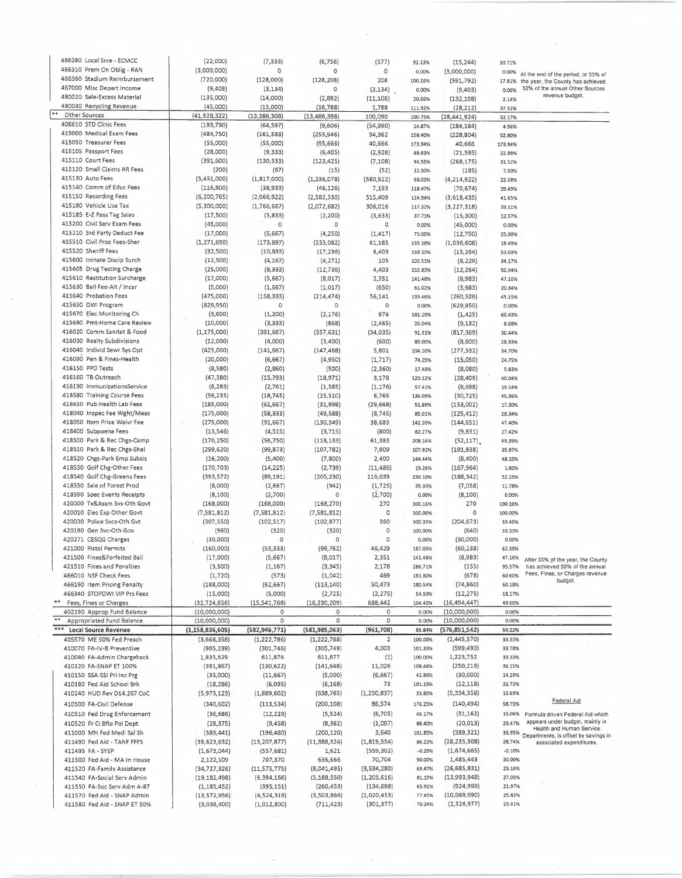| Account | Col 1 | Col 2 | Col 3 | Col 4 | Col 5 | Col 6 | Col 7 | Notes |
|---|---|---|---|---|---|---|---|---|
| 466280 Local Srce - ECMCC | (22,000) | (7,333) | (6,756) | (577) | 92.13% | (15,244) | 30.71% | |
| 466310 Prem On Oblig - RAN | (3,000,000) | 0 | 0 | 0 | 0.00% | (3,000,000) | 0.00% | At the end of the period, or 33% of the year, the County has achieved 32% of the annual Other Sources revenue budget. |
| 466360 Stadium Reimbursement | (720,000) | (128,000) | (128,208) | 208 | 100.16% | (591,792) | 17.81% | |
| 467000 Misc Depart Income | (9,403) | (3,134) | 0 | (3,134) | 0.00% | (9,403) | 0.00% | |
| 480020 Sale-Excess Material | (135,000) | (14,000) | (2,892) | (11,108) | 20.66% | (132,108) | 2.14% | |
| 480030 Recycling Revenue | (45,000) | (15,000) | (16,788) | 1,788 | 111.92% | (28,212) | 37.31% | |
| ** Other Sources | (41,928,322) | (13,386,308) | (13,486,398) | 100,090 | 100.75% | (28,441,924) | 32.17% | |
| 406610 STD Clinic Fees | (193,790) | (64,597) | (9,606) | (54,990) | 14.87% | (184,184) | 4.96% | |
| 415000 Medical Exam Fees | (484,750) | (161,583) | (255,946) | 94,362 | 158.40% | (228,804) | 52.80% | |
| 415050 Treasurer Fees | (55,000) | (55,000) | (95,666) | 40,666 | 173.94% | 40,666 | 173.94% | |
| 415105 Passport Fees | (28,000) | (9,333) | (6,405) | (2,928) | 68.63% | (21,595) | 22.88% | |
| 415110 Court Fees | (391,600) | (130,533) | (123,425) | (7,108) | 94.55% | (268,175) | 31.52% | |
| 415120 Small Claims AR Fees | (200) | (67) | (15) | (52) | 22.50% | (185) | 7.50% | |
| 415130 Auto Fees | (5,451,000) | (1,817,000) | (1,236,078) | (580,922) | 68.03% | (4,214,922) | 22.68% | |
| 415140 Comm of Educ Fees | (116,800) | (38,933) | (46,126) | 7,193 | 118.47% | (70,674) | 39.49% | |
| 415150 Recording Fees | (6,200,765) | (2,066,922) | (2,582,330) | 515,409 | 124.94% | (3,618,435) | 41.65% | |
| 415180 Vehicle Use Tax | (5,300,000) | (1,766,667) | (2,072,682) | 306,016 | 117.32% | (3,227,318) | 39.11% | |
| 415185 E-Z Pass Tag Sales | (17,500) | (5,833) | (2,200) | (3,633) | 37.71% | (15,300) | 12.57% | |
| 415200 Civil Serv Exam Fees | (45,000) | 0 | 0 | 0 | 0.00% | (45,000) | 0.00% | |
| 415210 3rd Party Deduct Fee | (17,000) | (5,667) | (4,250) | (1,417) | 75.00% | (12,750) | 25.00% | |
| 415510 Civil Proc Fees-Sher | (1,271,690) | (173,897) | (235,082) | 61,185 | 135.18% | (1,036,608) | 18.49% | |
| 415520 Sheriff Fees | (32,500) | (10,833) | (17,236) | 6,403 | 159.10% | (15,264) | 53.03% | |
| 415600 Inmate Discip Surch | (12,500) | (4,167) | (4,271) | 105 | 102.51% | (8,229) | 34.17% | |
| 415605 Drug Testing Charge | (25,000) | (8,333) | (12,736) | 4,403 | 152.83% | (12,264) | 50.94% | |
| 415610 Restitution Surcharge | (17,000) | (5,667) | (8,017) | 2,351 | 141.48% | (8,983) | 47.16% | |
| 415630 Bail Fee-Alt / Incar | (5,000) | (1,667) | (1,017) | (650) | 61.02% | (3,983) | 20.34% | |
| 415640 Probation Fees | (475,000) | (158,333) | (214,474) | 56,141 | 135.46% | (260,526) | 45.15% | |
| 415650 DWI Program | (629,950) | 0 | 0 | 0 | 0.00% | (629,950) | 0.00% | |
| 415670 Elec Monitoring Ch | (3,600) | (1,200) | (2,176) | 976 | 181.29% | (1,425) | 60.43% | |
| 415680 Pmt-Home Care Review | (10,000) | (3,333) | (868) | (2,465) | 26.04% | (9,132) | 8.68% | |
| 416020 Comm Sanitat & Food | (1,175,000) | (391,667) | (357,631) | (34,035) | 91.31% | (817,369) | 30.44% | |
| 416030 Realty Subdivisions | (12,000) | (4,000) | (3,400) | (600) | 85.00% | (8,600) | 28.33% | |
| 416040 Individ Sewr Sys Opt | (425,000) | (141,667) | (147,468) | 5,801 | 104.10% | (277,532) | 34.70% | |
| 416090 Pen & Fines-Health | (20,000) | (6,667) | (4,950) | (1,717) | 74.25% | (15,050) | 24.75% | |
| 416150 PPD Tests | (8,580) | (2,860) | (500) | (2,360) | 17.48% | (8,080) | 5.83% | |
| 416160 TB Outreach | (47,380) | (15,793) | (18,971) | 3,178 | 120.12% | (28,409) | 40.04% | |
| 416190 ImmunizationsService | (8,283) | (2,761) | (1,585) | (1,176) | 57.41% | (6,698) | 19.14% | |
| 416580 Training Course Fees | (56,235) | (18,745) | (25,510) | 6,765 | 136.09% | (30,725) | 45.36% | |
| 416610 Pub Health Lab Fees | (185,000) | (61,667) | (31,998) | (29,668) | 51.89% | (153,002) | 17.30% | |
| 418040 Inspec Fee Wght/Meas | (175,000) | (58,333) | (49,588) | (8,745) | 85.01% | (125,412) | 28.34% | |
| 418050 Item Price Waivr Fee | (275,000) | (91,667) | (130,349) | 38,683 | 142.20% | (144,651) | 47.40% | |
| 418400 Subpoena Fees | (13,546) | (4,515) | (3,715) | (800) | 82.27% | (9,831) | 27.42% | |
| 418500 Park & Rec Chgs-Camp | (170,250) | (56,750) | (118,133) | 61,383 | 208.16% | (52,117) | 69.39% | |
| 418510 Park & Rec Chgs-Shel | (299,620) | (99,873) | (107,782) | 7,909 | 107.92% | (191,838) | 35.97% | |
| 418520 Chgs-Park Emp Subsis | (16,200) | (5,400) | (7,800) | 2,400 | 144.44% | (8,400) | 48.15% | |
| 418530 Golf Chg-Other Fees | (170,703) | (14,225) | (2,739) | (11,486) | 19.26% | (167,964) | 1.60% | |
| 418540 Golf Chg-Greens Fees | (393,572) | (89,191) | (205,230) | 116,039 | 230.10% | (188,342) | 52.15% | |
| 418550 Sale of Forest Prod | (8,000) | (2,667) | (942) | (1,725) | 35.33% | (7,058) | 11.78% | |
| 418590 Spec Events Receipts | (8,100) | (2,700) | 0 | (2,700) | 0.00% | (8,100) | 0.00% | |
| 420000 Tx&Assm Svs-Oth Govt | (168,000) | (168,000) | (168,270) | 270 | 100.16% | 270 | 100.16% | |
| 420010 Elec Exp Other Govt | (7,581,812) | (7,581,812) | (7,581,812) | 0 | 100.00% | 0 | 100.00% | |
| 420030 Police Svcs-Oth Gvt | (307,550) | (102,517) | (102,877) | 360 | 100.35% | (204,673) | 33.45% | |
| 420190 Gen Svc-Oth Gov | (960) | (320) | (320) | 0 | 100.00% | (640) | 33.33% | |
| 420271 CESQG Charges | (30,000) | 0 | 0 | 0 | 0.00% | (30,000) | 0.00% | |
| 421000 Pistol Permits | (160,000) | (53,333) | (99,762) | 46,429 | 187.05% | (60,238) | 62.35% | |
| 421500 Fines&Forfeited Bail | (17,000) | (5,667) | (8,017) | 2,351 | 141.48% | (8,983) | 47.16% | After 33% of the year, the County has achieved 50% of the annual Fees, Fines, or Charges revenue budget. |
| 421510 Fines and Penalties | (3,500) | (1,167) | (3,345) | 2,178 | 286.71% | (155) | 95.57% | |
| 466010 NSF Check Fees | (1,720) | (573) | (1,042) | 469 | 181.80% | (678) | 60.60% | |
| 466190 Item Pricing Penalty | (188,000) | (62,667) | (113,140) | 50,473 | 180.54% | (74,860) | 60.18% | |
| 466340 STOPDWI VIP Prs Fees | (15,000) | (5,000) | (2,725) | (2,275) | 54.50% | (12,275) | 18.17% | |
| ** Fees, Fines or Charges | (32,724,656) | (15,541,768) | (16,230,209) | 688,442 | 104.43% | (16,494,447) | 49.60% | |
| 402190 Approp Fund Balance | (10,000,000) | 0 | 0 | 0 | 0.00% | (10,000,000) | 0.00% | |
| ** Appropriated Fund Balance | (10,000,000) | 0 | 0 | 0 | 0.00% | (10,000,000) | 0.00% | |
| *** Local Source Revenue | (1,158,836,605) | (582,946,771) | (581,985,063) | (961,708) | 99.84% | (576,851,542) | 50.22% | |
| 405570 ME 50% Fed Presch | (3,668,358) | (1,222,786) | (1,222,788) | 2 | 100.00% | (2,445,570) | 33.33% | |
| 410070 FA-IV-B Preventive | (905,239) | (301,746) | (305,749) | 4,003 | 101.33% | (599,490) | 33.78% | |
| 410080 FA-Admin Chargeback | 1,835,629 | 611,876 | 611,877 | (1) | 100.00% | 1,223,752 | 33.33% | |
| 410120 FA-SNAP ET 100% | (391,867) | (130,622) | (141,648) | 11,026 | 108.44% | (250,219) | 36.15% | |
| 410150 SSA-SSI Pri Inc Prg | (35,000) | (11,667) | (5,000) | (6,667) | 42.86% | (30,000) | 14.29% | |
| 410180 Fed Aid School Brk | (18,286) | (6,095) | (6,168) | 73 | 101.19% | (12,118) | 33.73% | |
| 410240 HUD Rev D14.267 CoC | (5,973,123) | (1,889,602) | (638,765) | (1,250,837) | 33.80% | (5,334,358) | 10.69% | |
| 410500 FA-Civil Defense | (340,602) | (113,534) | (200,108) | 86,574 | 176.25% | (140,494) | 58.75% | Federal Aid |
| 410510 Fed Drug Enforcement | (36,686) | (12,229) | (5,524) | (6,705) | 45.17% | (31,162) | 15.06% | Formula driven Federal Aid which appears under budget, mainly in Health and Human Service Departments, is offset by savings in associated expenditures. |
| 410520 Fr Ci Bflo Pol Dept | (28,375) | (9,458) | (8,362) | (1,097) | 88.40% | (20,013) | 29.47% | |
| 411000 MH Fed Medi Sal Sh | (589,441) | (196,480) | (200,120) | 3,640 | 101.85% | (389,321) | 33.95% | |
| 411490 Fed Aid - TANF FFFS | (39,623,632) | (13,207,877) | (11,388,324) | (1,819,554) | 86.22% | (28,235,308) | 28.74% | |
| 411495 FA - SYEP | (1,673,044) | (557,681) | 1,621 | (559,302) | -0.29% | (1,674,665) | -0.10% | |
| 411500 Fed Aid - MA In House | 2,122,109 | 707,370 | 636,666 | 70,704 | 90.00% | 1,485,443 | 30.00% | |
| 411520 FA-Family Assistance | (34,727,326) | (11,575,775) | (8,041,495) | (3,534,280) | 69.47% | (26,685,831) | 23.16% | |
| 411540 FA-Social Serv Admin | (19,182,498) | (6,394,166) | (5,188,550) | (1,205,616) | 81.15% | (13,993,948) | 27.05% | |
| 411550 FA-Soc Serv Adm A-87 | (1,185,452) | (395,151) | (260,453) | (134,698) | 65.91% | (924,999) | 21.97% | |
| 411570 Fed Aid - SNAP Admin | (13,572,956) | (4,524,319) | (3,503,866) | (1,020,453) | 77.45% | (10,069,090) | 25.82% | |
| 411580 Fed Aid - SNAP ET 50% | (3,038,400) | (1,012,800) | (711,423) | (301,377) | 70.24% | (2,326,977) | 23.41% | |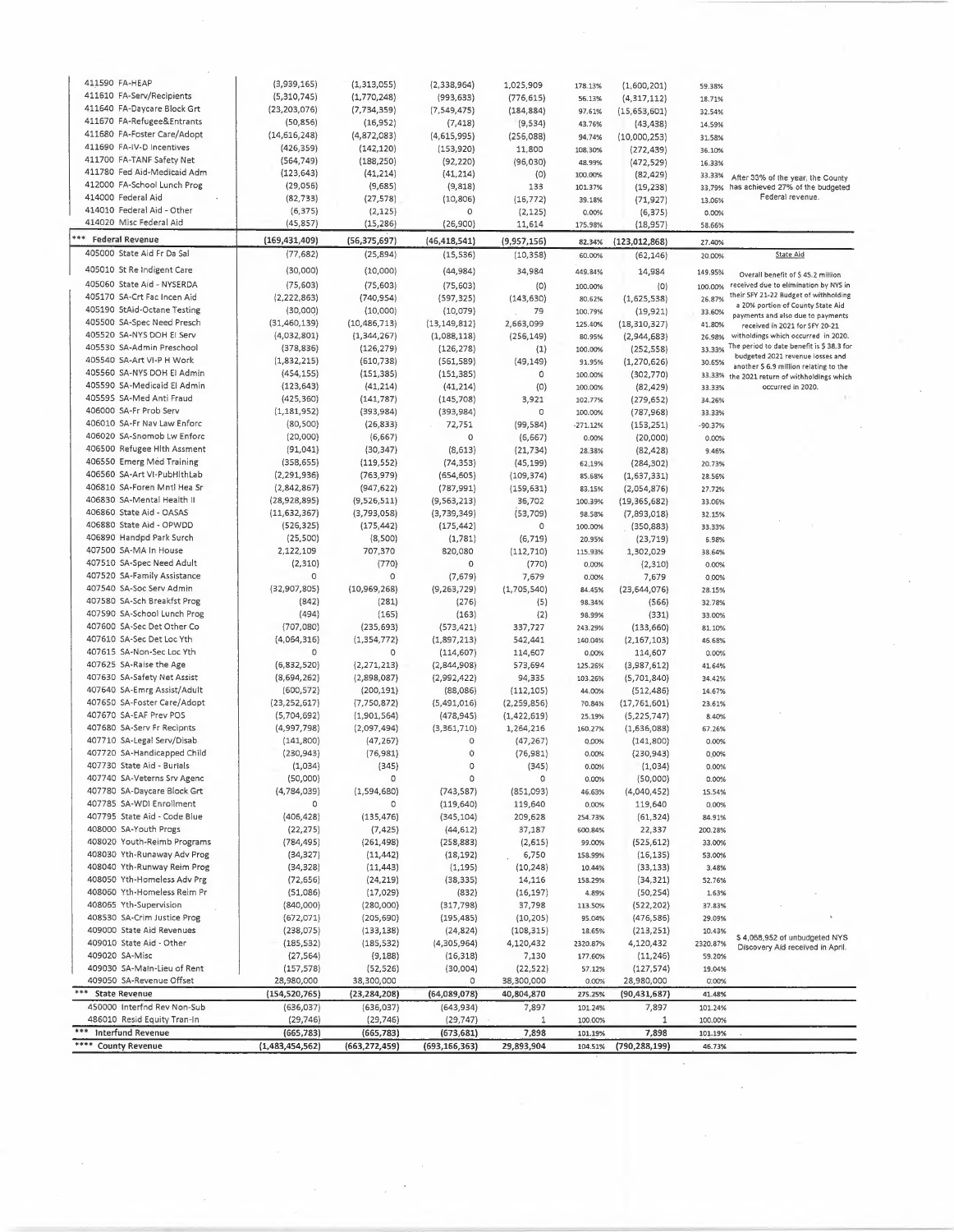| Account | | | | | | | | |
|---|---|---|---|---|---|---|---|---|
| 411590 FA-HEAP | (3,939,165) | (1,313,055) | (2,338,964) | 1,025,909 | 178.13% | (1,600,201) | 59.38% | |
| 411610 FA-Serv/Recipients | (5,310,745) | (1,770,248) | (993,633) | (776,615) | 56.13% | (4,317,112) | 18.71% | |
| 411640 FA-Daycare Block Grt | (23,203,076) | (7,734,359) | (7,549,475) | (184,884) | 97.61% | (15,653,601) | 32.54% | |
| 411670 FA-Refugee&Entrants | (50,856) | (16,952) | (7,418) | (9,534) | 43.76% | (43,438) | 14.59% | |
| 411680 FA-Foster Care/Adopt | (14,616,248) | (4,872,083) | (4,615,995) | (256,088) | 94.74% | (10,000,253) | 31.58% | |
| 411690 FA-IV-D Incentives | (426,359) | (142,120) | (153,920) | 11,800 | 108.30% | (272,439) | 36.10% | |
| 411700 FA-TANF Safety Net | (564,749) | (188,250) | (92,220) | (96,030) | 48.99% | (472,529) | 16.33% | |
| 411780 Fed Aid-Medicaid Adm | (123,643) | (41,214) | (41,214) | (0) | 100.00% | (82,429) | 33.33% | After 33% of the year, the County has achieved 27% of the budgeted Federal revenue. |
| 412000 FA-School Lunch Prog | (29,056) | (9,685) | (9,818) | 133 | 101.37% | (19,238) | 33.79% | |
| 414000 Federal Aid | (82,733) | (27,578) | (10,806) | (16,772) | 39.18% | (71,927) | 13.06% | |
| 414010 Federal Aid - Other | (6,375) | (2,125) | 0 | (2,125) | 0.00% | (6,375) | 0.00% | |
| 414020 Misc Federal Aid | (45,857) | (15,286) | (26,900) | 11,614 | 175.98% | (18,957) | 58.66% | |
| *** Federal Revenue | (169,431,409) | (56,375,697) | (46,418,541) | (9,957,156) | 82.34% | (123,012,868) | 27.40% | |
| 405000 State Aid Fr Da Sal | (77,682) | (25,894) | (15,536) | (10,358) | 60.00% | (62,146) | 20.00% | State Aid |
| 405010 St Re Indigent Care | (30,000) | (10,000) | (44,984) | 34,984 | 449.84% | 14,984 | 149.95% | Overall benefit of $ 45.2 million received due to elimination by NYS in their SFY 21-22 Budget of withholding a 20% portion of County State Aid payments and also due to payments received in 2021 for SFY 20-21 withholdings which occurred in 2020. The period to date benefit is $ 38.3 for budgeted 2021 revenue losses and another $ 6.9 million relating to the 2021 return of withholdings which occurred in 2020. |
| 405060 State Aid - NYSERDA | (75,603) | (75,603) | (75,603) | (0) | 100.00% | (0) | 100.00% | |
| 405170 SA-Crt Fac Incen Aid | (2,222,863) | (740,954) | (597,325) | (143,630) | 80.62% | (1,625,538) | 26.87% | |
| 405190 StAid-Octane Testing | (30,000) | (10,000) | (10,079) | 79 | 100.79% | (19,921) | 33.60% | |
| 405500 SA-Spec Need Presch | (31,460,139) | (10,486,713) | (13,149,812) | 2,663,099 | 125.40% | (18,310,327) | 41.80% | |
| 405520 SA-NYS DOH EI Serv | (4,032,801) | (1,344,267) | (1,088,118) | (256,149) | 80.95% | (2,944,683) | 26.98% | |
| 405530 SA-Admin Preschool | (378,836) | (126,279) | (126,278) | (1) | 100.00% | (252,558) | 33.33% | |
| 405540 SA-Art VI-P H Work | (1,832,215) | (610,738) | (561,589) | (49,149) | 91.95% | (1,270,626) | 30.65% | |
| 405560 SA-NYS DOH EI Admin | (454,155) | (151,385) | (151,385) | 0 | 100.00% | (302,770) | 33.33% | |
| 405590 SA-Medicaid EI Admin | (123,643) | (41,214) | (41,214) | (0) | 100.00% | (82,429) | 33.33% | |
| 405595 SA-Med Anti Fraud | (425,360) | (141,787) | (145,708) | 3,921 | 102.77% | (279,652) | 34.26% | |
| 406000 SA-Fr Prob Serv | (1,181,952) | (393,984) | (393,984) | 0 | 100.00% | (787,968) | 33.33% | |
| 406010 SA-Fr Nav Law Enforc | (80,500) | (26,833) | 72,751 | (99,584) | -271.12% | (153,251) | -90.37% | |
| 406020 SA-Snomob Lw Enforc | (20,000) | (6,667) | 0 | (6,667) | 0.00% | (20,000) | 0.00% | |
| 406500 Refugee Hlth Assment | (91,041) | (30,347) | (8,613) | (21,734) | 28.38% | (82,428) | 9.46% | |
| 406550 Emerg Med Training | (358,655) | (119,552) | (74,353) | (45,199) | 62.19% | (284,302) | 20.73% | |
| 406560 SA-Art VI-PubHlthLab | (2,291,936) | (763,979) | (654,605) | (109,374) | 85.68% | (1,637,331) | 28.56% | |
| 406810 SA-Foren Mntl Hea Sr | (2,842,867) | (947,622) | (787,991) | (159,631) | 83.15% | (2,054,876) | 27.72% | |
| 406830 SA-Mental Health II | (28,928,895) | (9,526,511) | (9,563,213) | 36,702 | 100.39% | (19,365,682) | 33.06% | |
| 406860 State Aid - OASAS | (11,632,367) | (3,793,058) | (3,739,349) | (53,709) | 98.58% | (7,893,018) | 32.15% | |
| 406880 State Aid - OPWDD | (526,325) | (175,442) | (175,442) | 0 | 100.00% | (350,883) | 33.33% | |
| 406890 Handpd Park Surch | (25,500) | (8,500) | (1,781) | (6,719) | 20.95% | (23,719) | 6.98% | |
| 407500 SA-MA In House | 2,122,109 | 707,370 | 820,080 | (112,710) | 115.93% | 1,302,029 | 38.64% | |
| 407510 SA-Spec Need Adult | (2,310) | (770) | 0 | (770) | 0.00% | (2,310) | 0.00% | |
| 407520 SA-Family Assistance | 0 | 0 | (7,679) | 7,679 | 0.00% | 7,679 | 0.00% | |
| 407540 SA-Soc Serv Admin | (32,907,805) | (10,969,268) | (9,263,729) | (1,705,540) | 84.45% | (23,644,076) | 28.15% | |
| 407580 SA-Sch Breakfst Prog | (842) | (281) | (276) | (5) | 98.34% | (566) | 32.78% | |
| 407590 SA-School Lunch Prog | (494) | (165) | (163) | (2) | 98.99% | (331) | 33.00% | |
| 407600 SA-Sec Det Other Co | (707,080) | (235,693) | (573,421) | 337,727 | 243.29% | (133,660) | 81.10% | |
| 407610 SA-Sec Det Loc Yth | (4,064,316) | (1,354,772) | (1,897,213) | 542,441 | 140.04% | (2,167,103) | 46.68% | |
| 407615 SA-Non-Sec Loc Yth | 0 | 0 | (114,607) | 114,607 | 0.00% | 114,607 | 0.00% | |
| 407625 SA-Raise the Age | (6,832,520) | (2,271,213) | (2,844,908) | 573,694 | 125.26% | (3,987,612) | 41.64% | |
| 407630 SA-Safety Net Assist | (8,694,262) | (2,898,087) | (2,992,422) | 94,335 | 103.26% | (5,701,840) | 34.42% | |
| 407640 SA-Emrg Assist/Adult | (600,572) | (200,191) | (88,086) | (112,105) | 44.00% | (512,486) | 14.67% | |
| 407650 SA-Foster Care/Adopt | (23,252,617) | (7,750,872) | (5,491,016) | (2,259,856) | 70.84% | (17,761,601) | 23.61% | |
| 407670 SA-EAF Prev POS | (5,704,692) | (1,901,564) | (478,945) | (1,422,619) | 25.19% | (5,225,747) | 8.40% | |
| 407680 SA-Serv Fr Recipnts | (4,997,798) | (2,097,494) | (3,361,710) | 1,264,216 | 160.27% | (1,636,088) | 67.26% | |
| 407710 SA-Legal Serv/Disab | (141,800) | (47,267) | 0 | (47,267) | 0.00% | (141,800) | 0.00% | |
| 407720 SA-Handicapped Child | (230,943) | (76,981) | 0 | (76,981) | 0.00% | (230,943) | 0.00% | |
| 407730 State Aid - Burials | (1,034) | (345) | 0 | (345) | 0.00% | (1,034) | 0.00% | |
| 407740 SA-Veterns Srv Agenc | (50,000) | 0 | 0 | 0 | 0.00% | (50,000) | 0.00% | |
| 407780 SA-Daycare Block Grt | (4,784,039) | (1,594,680) | (743,587) | (851,093) | 46.63% | (4,040,452) | 15.54% | |
| 407785 SA-WDI Enrollment | 0 | 0 | (119,640) | 119,640 | 0.00% | 119,640 | 0.00% | |
| 407795 State Aid - Code Blue | (406,428) | (135,476) | (345,104) | 209,628 | 254.73% | (61,324) | 84.91% | |
| 408000 SA-Youth Progs | (22,275) | (7,425) | (44,612) | 37,187 | 600.84% | 22,337 | 200.28% | |
| 408020 Youth-Reimb Programs | (784,495) | (261,498) | (258,883) | (2,615) | 99.00% | (525,612) | 33.00% | |
| 408030 Yth-Runaway Adv Prog | (34,327) | (11,442) | (18,192) | 6,750 | 158.99% | (16,135) | 53.00% | |
| 408040 Yth-Runaway Reim Prog | (34,328) | (11,443) | (1,195) | (10,248) | 10.44% | (33,133) | 3.48% | |
| 408050 Yth-Homeless Adv Prg | (72,656) | (24,219) | (38,335) | 14,116 | 158.29% | (34,321) | 52.76% | |
| 408060 Yth-Homeless Reim Pr | (51,086) | (17,029) | (832) | (16,197) | 4.89% | (50,254) | 1.63% | |
| 408065 Yth-Supervision | (840,000) | (280,000) | (317,798) | 37,798 | 113.50% | (522,202) | 37.83% | |
| 408530 SA-Crim Justice Prog | (672,071) | (205,690) | (195,485) | (10,205) | 95.04% | (476,586) | 29.09% | |
| 409000 State Aid Revenues | (238,075) | (133,138) | (24,824) | (108,315) | 18.65% | (213,251) | 10.43% | |
| 409010 State Aid - Other | (185,532) | (185,532) | (4,305,964) | 4,120,432 | 2320.87% | 4,120,432 | 2320.87% | $ 4,068,952 of unbudgeted NYS Discovery Aid received in April. |
| 409020 SA-Misc | (27,564) | (9,188) | (16,318) | 7,130 | 177.60% | (11,246) | 59.20% | |
| 409030 SA-Main-Lieu of Rent | (157,578) | (52,526) | (30,004) | (22,522) | 57.12% | (127,574) | 19.04% | |
| 409050 SA-Revenue Offset | 28,980,000 | 38,300,000 | 0 | 38,300,000 | 0.00% | 28,980,000 | 0.00% | |
| *** State Revenue | (154,520,765) | (23,284,208) | (64,089,078) | 40,804,870 | 275.25% | (90,431,687) | 41.48% | |
| 450000 Interfnd Rev Non-Sub | (636,037) | (636,037) | (643,934) | 7,897 | 101.24% | 7,897 | 101.24% | |
| 486010 Resid Equity Tran-In | (29,746) | (29,746) | (29,747) | 1 | 100.00% | 1 | 100.00% | |
| *** Interfund Revenue | (665,783) | (665,783) | (673,681) | 7,898 | 101.19% | 7,898 | 101.19% | |
| **** County Revenue | (1,483,454,562) | (663,272,459) | (693,166,363) | 29,893,904 | 104.51% | (790,288,199) | 46.73% | |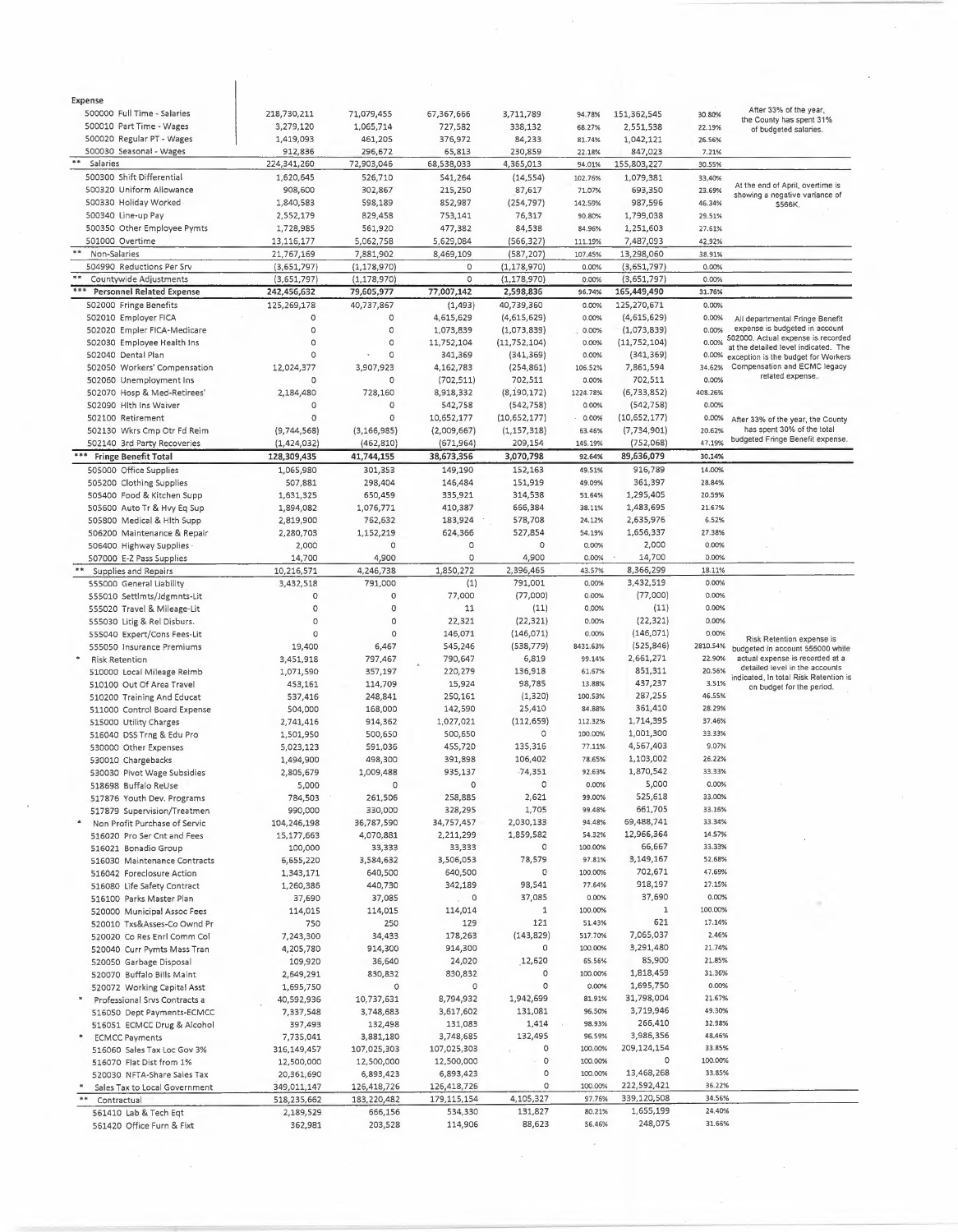| Expense | | | | | | | | |
|---|---|---|---|---|---|---|---|---|
| 500000 Full Time - Salaries | 218,730,211 | 71,079,455 | 67,367,666 | 3,711,789 | 94.78% | 151,362,545 | 30.80% | After 33% of the year, the County has spent 31% of budgeted salaries. |
| 500010 Part Time - Wages | 3,279,120 | 1,065,714 | 727,582 | 338,132 | 68.27% | 2,551,538 | 22.19% | |
| 500020 Regular PT - Wages | 1,419,093 | 461,205 | 376,972 | 84,233 | 81.74% | 1,042,121 | 26.56% | |
| 500030 Seasonal - Wages | 912,836 | 296,672 | 65,813 | 230,859 | 22.18% | 847,023 | 7.21% | |
| ** Salaries | 224,341,260 | 72,903,046 | 68,538,033 | 4,365,013 | 94.01% | 155,803,227 | 30.55% | |
| 500300 Shift Differential | 1,620,645 | 526,710 | 541,264 | (14,554) | 102.76% | 1,079,381 | 33.40% | At the end of April, overtime is showing a negative variance of $566K. |
| 500320 Uniform Allowance | 908,600 | 302,867 | 215,250 | 87,617 | 71.07% | 693,350 | 23.69% | |
| 500330 Holiday Worked | 1,840,583 | 598,189 | 852,987 | (254,797) | 142.59% | 987,596 | 46.34% | |
| 500340 Line-up Pay | 2,552,179 | 829,458 | 753,141 | 76,317 | 90.80% | 1,799,038 | 29.51% | |
| 500350 Other Employee Pymts | 1,728,985 | 561,920 | 477,382 | 84,538 | 84.96% | 1,251,603 | 27.61% | |
| 501000 Overtime | 13,116,177 | 5,062,758 | 5,629,084 | (566,327) | 111.19% | 7,487,093 | 42.92% | |
| ** Non-Salaries | 21,767,169 | 7,881,902 | 8,469,109 | (587,207) | 107.45% | 13,298,060 | 38.91% | |
| 504990 Reductions Per Srv | (3,651,797) | (1,178,970) | 0 | (1,178,970) | 0.00% | (3,651,797) | 0.00% | |
| ** Countywide Adjustments | (3,651,797) | (1,178,970) | 0 | (1,178,970) | 0.00% | (3,651,797) | 0.00% | |
| *** Personnel Related Expense | 242,456,632 | 79,605,977 | 77,007,142 | 2,598,836 | 96.74% | 165,449,490 | 31.76% | |
| 502000 Fringe Benefits | 125,269,178 | 40,737,867 | (1,493) | 40,739,360 | 0.00% | 125,270,671 | 0.00% | All departmental Fringe Benefit expense is budgeted in account 502000. Actual expense is recorded at the detailed level indicated. The exception is the budget for Workers Compensation and ECMC legacy related expense. |
| 502010 Employer FICA | 0 | 0 | 4,615,629 | (4,615,629) | 0.00% | (4,615,629) | 0.00% | |
| 502020 Empler FICA-Medicare | 0 | 0 | 1,073,839 | (1,073,839) | 0.00% | (1,073,839) | 0.00% | |
| 502030 Employee Health Ins | 0 | 0 | 11,752,104 | (11,752,104) | 0.00% | (11,752,104) | 0.00% | |
| 502040 Dental Plan | 0 | 0 | 341,369 | (341,369) | 0.00% | (341,369) | 0.00% | |
| 502050 Workers' Compensation | 12,024,377 | 3,907,923 | 4,162,783 | (254,861) | 106.52% | 7,861,594 | 34.62% | |
| 502060 Unemployment Ins | 0 | 0 | (702,511) | 702,511 | 0.00% | 702,511 | 0.00% | |
| 502070 Hosp & Med-Retirees' | 2,184,480 | 728,160 | 8,918,332 | (8,190,172) | 1224.78% | (6,733,852) | 408.26% | |
| 502090 Hlth Ins Waiver | 0 | 0 | 542,758 | (542,758) | 0.00% | (542,758) | 0.00% | |
| 502100 Retirement | 0 | 0 | 10,652,177 | (10,652,177) | 0.00% | (10,652,177) | 0.00% | After 33% of the year, the County has spent 30% of the total budgeted Fringe Benefit expense. |
| 502130 Wkrs Cmp Otr Fd Reim | (9,744,568) | (3,166,985) | (2,009,667) | (1,157,318) | 63.46% | (7,734,901) | 20.62% | |
| 502140 3rd Party Recoveries | (1,424,032) | (462,810) | (671,964) | 209,154 | 145.19% | (752,068) | 47.19% | |
| *** Fringe Benefit Total | 128,309,435 | 41,744,155 | 38,673,356 | 3,070,798 | 92.64% | 89,636,079 | 30.14% | |
| 505000 Office Supplies | 1,065,980 | 301,353 | 149,190 | 152,163 | 49.51% | 916,789 | 14.00% | |
| 505200 Clothing Supplies | 507,881 | 298,404 | 146,484 | 151,919 | 49.09% | 361,397 | 28.84% | |
| 505400 Food & Kitchen Supp | 1,631,325 | 650,459 | 335,921 | 314,538 | 51.64% | 1,295,405 | 20.59% | |
| 505600 Auto Tr & Hvy Eq Sup | 1,894,082 | 1,076,771 | 410,387 | 666,384 | 38.11% | 1,483,695 | 21.67% | |
| 505800 Medical & Hlth Supp | 2,819,900 | 762,632 | 183,924 | 578,708 | 24.12% | 2,635,976 | 6.52% | |
| 506200 Maintenance & Repair | 2,280,703 | 1,152,219 | 624,366 | 527,854 | 54.19% | 1,656,337 | 27.38% | |
| 506400 Highway Supplies | 2,000 | 0 | 0 | 0 | 0.00% | 2,000 | 0.00% | |
| 507000 E-Z Pass Supplies | 14,700 | 4,900 | 0 | 4,900 | 0.00% | 14,700 | 0.00% | |
| ** Supplies and Repairs | 10,216,571 | 4,246,738 | 1,850,272 | 2,396,465 | 43.57% | 8,366,299 | 18.11% | |
| 555000 General Liability | 3,432,518 | 791,000 | (1) | 791,001 | 0.00% | 3,432,519 | 0.00% | Risk Retention expense is budgeted in account 555000 while actual expense is recorded at a detailed level in the accounts indicated. In total Risk Retention is on budget for the period. |
| 555010 Settlmts/Jdgmnts-Lit | 0 | 0 | 77,000 | (77,000) | 0.00% | (77,000) | 0.00% | |
| 555020 Travel & Mileage-Lit | 0 | 0 | 11 | (11) | 0.00% | (11) | 0.00% | |
| 555030 Litig & Rel Disburs. | 0 | 0 | 22,321 | (22,321) | 0.00% | (22,321) | 0.00% | |
| 555040 Expert/Cons Fees-Lit | 0 | 0 | 146,071 | (146,071) | 0.00% | (146,071) | 0.00% | |
| 555050 Insurance Premiums | 19,400 | 6,467 | 545,246 | (538,779) | 8431.63% | (525,846) | 2810.54% | |
| * Risk Retention | 3,451,918 | 797,467 | 790,647 | 6,819 | 99.14% | 2,661,271 | 22.90% | |
| 510000 Local Mileage Reimb | 1,071,590 | 357,197 | 220,279 | 136,918 | 61.67% | 851,311 | 20.56% | |
| 510100 Out Of Area Travel | 453,161 | 114,709 | 15,924 | 98,785 | 13.88% | 437,237 | 3.51% | |
| 510200 Training And Educat | 537,416 | 248,841 | 250,161 | (1,320) | 100.53% | 287,255 | 46.55% | |
| 511000 Control Board Expense | 504,000 | 168,000 | 142,590 | 25,410 | 84.88% | 361,410 | 28.29% | |
| 515000 Utility Charges | 2,741,416 | 914,362 | 1,027,021 | (112,659) | 112.32% | 1,714,395 | 37.46% | |
| 516040 DSS Trng & Edu Pro | 1,501,950 | 500,650 | 500,650 | 0 | 100.00% | 1,001,300 | 33.33% | |
| 530000 Other Expenses | 5,023,123 | 591,036 | 455,720 | 135,316 | 77.11% | 4,567,403 | 9.07% | |
| 530010 Chargebacks | 1,494,900 | 498,300 | 391,898 | 106,402 | 78.65% | 1,103,002 | 26.22% | |
| 530030 Pivot Wage Subsidies | 2,805,679 | 1,009,488 | 935,137 | 74,351 | 92.63% | 1,870,542 | 33.33% | |
| 518698 Buffalo ReUse | 5,000 | 0 | 0 | 0 | 0.00% | 5,000 | 0.00% | |
| 517876 Youth Dev. Programs | 784,503 | 261,506 | 258,885 | 2,621 | 99.00% | 525,618 | 33.00% | |
| 517879 Supervision/Treatmen | 990,000 | 330,000 | 328,295 | 1,705 | 99.48% | 661,705 | 33.16% | |
| * Non Profit Purchase of Servic | 104,246,198 | 36,787,590 | 34,757,457 | 2,030,133 | 94.48% | 69,488,741 | 33.34% | |
| 516020 Pro Ser Cnt and Fees | 15,177,663 | 4,070,881 | 2,211,299 | 1,859,582 | 54.32% | 12,966,364 | 14.57% | |
| 516021 Bonadio Group | 100,000 | 33,333 | 33,333 | 0 | 100.00% | 66,667 | 33.33% | |
| 516030 Maintenance Contracts | 6,655,220 | 3,584,632 | 3,506,053 | 78,579 | 97.81% | 3,149,167 | 52.68% | |
| 516042 Foreclosure Action | 1,343,171 | 640,500 | 640,500 | 0 | 100.00% | 702,671 | 47.69% | |
| 516080 Life Safety Contract | 1,260,386 | 440,730 | 342,189 | 98,541 | 77.64% | 918,197 | 27.15% | |
| 516100 Parks Master Plan | 37,690 | 37,085 | 0 | 37,085 | 0.00% | 37,690 | 0.00% | |
| 520000 Municipal Assoc Fees | 114,015 | 114,015 | 114,014 | 1 | 100.00% | 1 | 100.00% | |
| 520010 Txs&Asses-Co Ownd Pr | 750 | 250 | 129 | 121 | 51.43% | 621 | 17.14% | |
| 520020 Co Res Enrl Comm Col | 7,243,300 | 34,433 | 178,263 | (143,829) | 517.70% | 7,065,037 | 2.46% | |
| 520040 Curr Pymts Mass Tran | 4,205,780 | 914,300 | 914,300 | 0 | 100.00% | 3,291,480 | 21.74% | |
| 520050 Garbage Disposal | 109,920 | 36,640 | 24,020 | 12,620 | 65.56% | 85,900 | 21.85% | |
| 520070 Buffalo Bills Maint | 2,649,291 | 830,832 | 830,832 | 0 | 100.00% | 1,818,459 | 31.36% | |
| 520072 Working Capital Asst | 1,695,750 | 0 | 0 | 0 | 0.00% | 1,695,750 | 0.00% | |
| * Professional Srvs Contracts a | 40,592,936 | 10,737,631 | 8,794,932 | 1,942,699 | 81.91% | 31,798,004 | 21.67% | |
| 516050 Dept Payments-ECMCC | 7,337,548 | 3,748,683 | 3,617,602 | 131,081 | 96.50% | 3,719,946 | 49.30% | |
| 516051 ECMCC Drug & Alcohol | 397,493 | 132,498 | 131,083 | 1,414 | 98.93% | 266,410 | 32.98% | |
| * ECMCC Payments | 7,735,041 | 3,881,180 | 3,748,685 | 132,495 | 96.59% | 3,986,356 | 48.46% | |
| 516060 Sales Tax Loc Gov 3% | 316,149,457 | 107,025,303 | 107,025,303 | 0 | 100.00% | 209,124,154 | 33.85% | |
| 516070 Flat Dist from 1% | 12,500,000 | 12,500,000 | 12,500,000 | 0 | 100.00% | 0 | 100.00% | |
| 520030 NFTA-Share Sales Tax | 20,361,690 | 6,893,423 | 6,893,423 | 0 | 100.00% | 13,468,268 | 33.85% | |
| * Sales Tax to Local Government | 349,011,147 | 126,418,726 | 126,418,726 | 0 | 100.00% | 222,592,421 | 36.22% | |
| ** Contractual | 518,235,662 | 183,220,482 | 179,115,154 | 4,105,327 | 97.76% | 339,120,508 | 34.56% | |
| 561410 Lab & Tech Eqt | 2,189,529 | 666,156 | 534,330 | 131,827 | 80.21% | 1,655,199 | 24.40% | |
| 561420 Office Furn & Fixt | 362,981 | 203,528 | 114,906 | 88,623 | 56.46% | 248,075 | 31.66% | |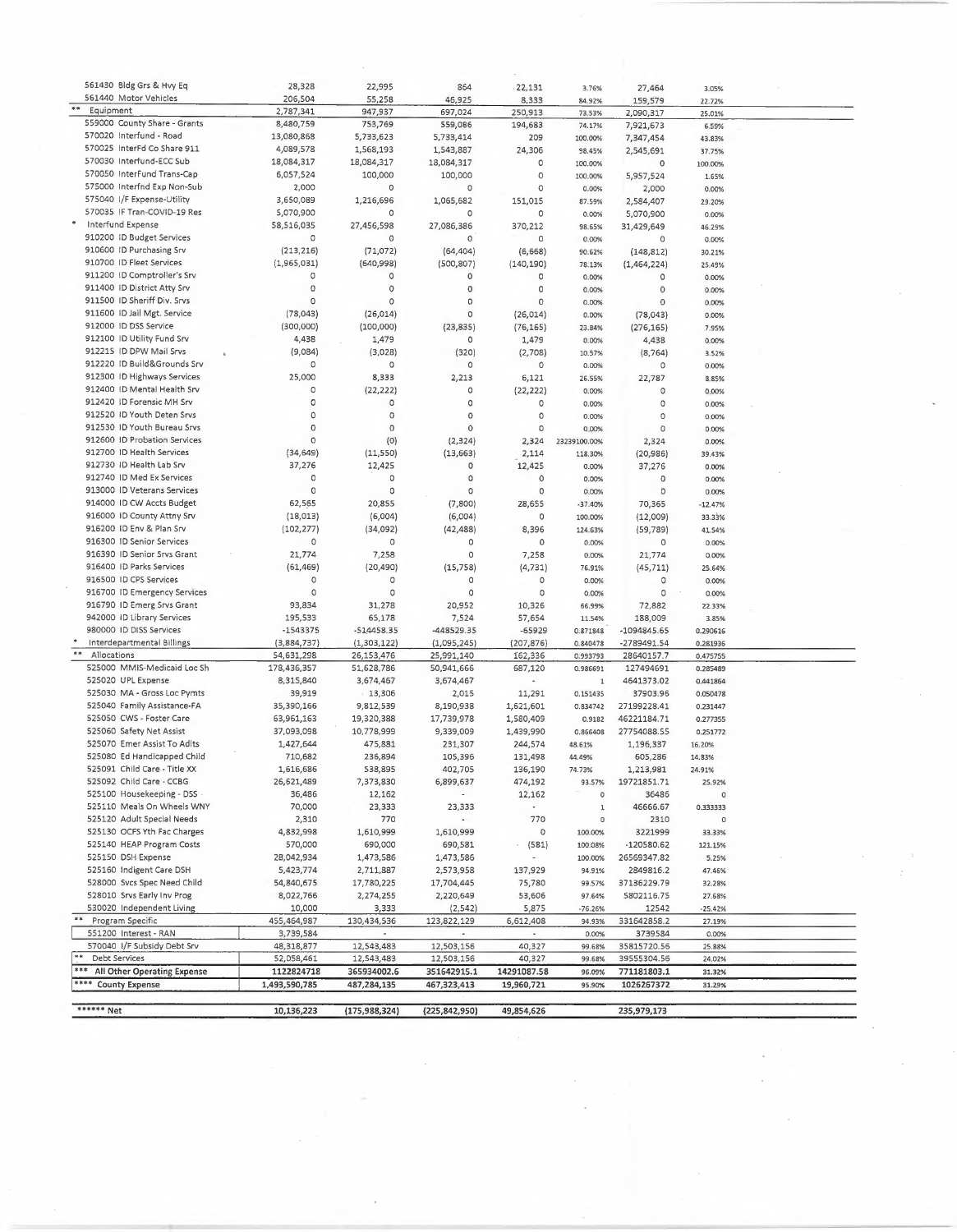| | | | | | | | |
|---|---|---|---|---|---|---|---|
| 561430 Bldg Grs & Hvy Eq | 28,328 | 22,995 | 864 | 22,131 | 3.76% | 27,464 | 3.05% |
| 561440 Motor Vehicles | 206,504 | 55,258 | 46,925 | 8,333 | 84.92% | 159,579 | 22.72% |
| ** Equipment | 2,787,341 | 947,937 | 697,024 | 250,913 | 73.53% | 2,090,317 | 25.01% |
| 559000 County Share - Grants | 8,480,759 | 753,769 | 559,086 | 194,683 | 74.17% | 7,921,673 | 6.59% |
| 570020 Interfund - Road | 13,080,868 | 5,733,623 | 5,733,414 | 209 | 100.00% | 7,347,454 | 43.83% |
| 570025 InterFd Co Share 911 | 4,089,578 | 1,568,193 | 1,543,887 | 24,306 | 98.45% | 2,545,691 | 37.75% |
| 570030 Interfund-ECC Sub | 18,084,317 | 18,084,317 | 18,084,317 | 0 | 100.00% | 0 | 100.00% |
| 570050 InterFund Trans-Cap | 6,057,524 | 100,000 | 100,000 | 0 | 100.00% | 5,957,524 | 1.65% |
| 575000 Interfnd Exp Non-Sub | 2,000 | 0 | 0 | 0 | 0.00% | 2,000 | 0.00% |
| 575040 I/F Expense-Utility | 3,650,089 | 1,216,696 | 1,065,682 | 151,015 | 87.59% | 2,584,407 | 29.20% |
| 570035 IF Tran-COVID-19 Res | 5,070,900 | 0 | 0 | 0 | 0.00% | 5,070,900 | 0.00% |
| * Interfund Expense | 58,516,035 | 27,456,598 | 27,086,386 | 370,212 | 98.65% | 31,429,649 | 46.29% |
| 910200 ID Budget Services | 0 | 0 | 0 | 0 | 0.00% | 0 | 0.00% |
| 910600 ID Purchasing Srv | (213,216) | (71,072) | (64,404) | (6,668) | 90.62% | (148,812) | 30.21% |
| 910700 ID Fleet Services | (1,965,031) | (640,998) | (500,807) | (140,190) | 78.13% | (1,464,224) | 25.49% |
| 911200 ID Comptroller's Srv | 0 | 0 | 0 | 0 | 0.00% | 0 | 0.00% |
| 911400 ID District Atty Srv | 0 | 0 | 0 | 0 | 0.00% | 0 | 0.00% |
| 911500 ID Sheriff Div. Srvs | 0 | 0 | 0 | 0 | 0.00% | 0 | 0.00% |
| 911600 ID Jail Mgt. Service | (78,043) | (26,014) | 0 | (26,014) | 0.00% | (78,043) | 0.00% |
| 912000 ID DSS Service | (300,000) | (100,000) | (23,835) | (76,165) | 23.84% | (276,165) | 7.95% |
| 912100 ID Utility Fund Srv | 4,438 | 1,479 | 0 | 1,479 | 0.00% | 4,438 | 0.00% |
| 912215 ID DPW Mail Srvs | (9,084) | (3,028) | (320) | (2,708) | 10.57% | (8,764) | 3.52% |
| 912220 ID Build&Grounds Srv | 0 | 0 | 0 | 0 | 0.00% | 0 | 0.00% |
| 912300 ID Highways Services | 25,000 | 8,333 | 2,213 | 6,121 | 26.55% | 22,787 | 8.85% |
| 912400 ID Mental Health Srv | 0 | (22,222) | 0 | (22,222) | 0.00% | 0 | 0.00% |
| 912420 ID Forensic MH Srv | 0 | 0 | 0 | 0 | 0.00% | 0 | 0.00% |
| 912520 ID Youth Deten Srvs | 0 | 0 | 0 | 0 | 0.00% | 0 | 0.00% |
| 912530 ID Youth Bureau Srvs | 0 | 0 | 0 | 0 | 0.00% | 0 | 0.00% |
| 912600 ID Probation Services | 0 | (0) | (2,324) | 2,324 | 23239100.00% | 2,324 | 0.00% |
| 912700 ID Health Services | (34,649) | (11,550) | (13,663) | 2,114 | 118.30% | (20,986) | 39.43% |
| 912730 ID Health Lab Srv | 37,276 | 12,425 | 0 | 12,425 | 0.00% | 37,276 | 0.00% |
| 912740 ID Med Ex Services | 0 | 0 | 0 | 0 | 0.00% | 0 | 0.00% |
| 913000 ID Veterans Services | 0 | 0 | 0 | 0 | 0.00% | 0 | 0.00% |
| 914000 ID CW Accts Budget | 62,565 | 20,855 | (7,800) | 28,655 | -37.40% | 70,365 | -12.47% |
| 916000 ID County Attny Srv | (18,013) | (6,004) | (6,004) | 0 | 100.00% | (12,009) | 33.33% |
| 916200 ID Env & Plan Srv | (102,277) | (34,092) | (42,488) | 8,396 | 124.63% | (59,789) | 41.54% |
| 916300 ID Senior Services | 0 | 0 | 0 | 0 | 0.00% | 0 | 0.00% |
| 916390 ID Senior Srvs Grant | 21,774 | 7,258 | 0 | 7,258 | 0.00% | 21,774 | 0.00% |
| 916400 ID Parks Services | (61,469) | (20,490) | (15,758) | (4,731) | 76.91% | (45,711) | 25.64% |
| 916500 ID CPS Services | 0 | 0 | 0 | 0 | 0.00% | 0 | 0.00% |
| 916700 ID Emergency Services | 0 | 0 | 0 | 0 | 0.00% | 0 | 0.00% |
| 916790 ID Emerg Srvs Grant | 93,834 | 31,278 | 20,952 | 10,326 | 66.99% | 72,882 | 22.33% |
| 942000 ID Library Services | 195,533 | 65,178 | 7,524 | 57,654 | 11.54% | 188,009 | 3.85% |
| 980000 ID DISS Services | -1543375 | -514458.35 | -448529.35 | -65929 | 0.871848 | -1094845.65 | 0.290616 |
| * Interdepartmental Billings | (3,884,737) | (1,303,122) | (1,095,245) | (207,876) | 0.840478 | -2789491.54 | 0.281936 |
| ** Allocations | 54,631,298 | 26,153,476 | 25,991,140 | 162,336 | 0.993793 | 28640157.7 | 0.475755 |
| 525000 MMIS-Medicaid Loc Sh | 178,436,357 | 51,628,786 | 50,941,666 | 687,120 | 0.986691 | 127494691 | 0.285489 |
| 525020 UPL Expense | 8,315,840 | 3,674,467 | 3,674,467 | - | 1 | 4641373.02 | 0.441864 |
| 525030 MA - Gross Loc Pymts | 39,919 | 13,306 | 2,015 | 11,291 | 0.151435 | 37903.96 | 0.050478 |
| 525040 Family Assistance-FA | 35,390,166 | 9,812,539 | 8,190,938 | 1,621,601 | 0.834742 | 27199228.41 | 0.231447 |
| 525050 CWS - Foster Care | 63,961,163 | 19,320,388 | 17,739,978 | 1,580,409 | 0.9182 | 46221184.71 | 0.277355 |
| 525060 Safety Net Assist | 37,093,098 | 10,778,999 | 9,339,009 | 1,439,990 | 0.866408 | 27754088.55 | 0.251772 |
| 525070 Emer Assist To Adlts | 1,427,644 | 475,881 | 231,307 | 244,574 | 48.61% | 1,196,337 | 16.20% |
| 525080 Ed Handicapped Child | 710,682 | 236,894 | 105,396 | 131,498 | 44.49% | 605,286 | 14.83% |
| 525091 Child Care - Title XX | 1,616,686 | 538,895 | 402,705 | 136,190 | 74.73% | 1,213,981 | 24.91% |
| 525092 Child Care - CCBG | 26,621,489 | 7,373,830 | 6,899,637 | 474,192 | 93.57% | 19721851.71 | 25.92% |
| 525100 Housekeeping - DSS | 36,486 | 12,162 | - | 12,162 | 0 | 36486 | 0 |
| 525110 Meals On Wheels WNY | 70,000 | 23,333 | 23,333 | - | 1 | 46666.67 | 0.333333 |
| 525120 Adult Special Needs | 2,310 | 770 | - | 770 | 0 | 2310 | 0 |
| 525130 OCFS Yth Fac Charges | 4,832,998 | 1,610,999 | 1,610,999 | 0 | 100.00% | 3221999 | 33.33% |
| 525140 HEAP Program Costs | 570,000 | 690,000 | 690,581 | (581) | 100.08% | -120580.62 | 121.15% |
| 525150 DSH Expense | 28,042,934 | 1,473,586 | 1,473,586 | - | 100.00% | 26569347.82 | 5.25% |
| 525160 Indigent Care DSH | 5,423,774 | 2,711,887 | 2,573,958 | 137,929 | 94.91% | 2849816.2 | 47.46% |
| 528000 Svcs Spec Need Child | 54,840,675 | 17,780,225 | 17,704,445 | 75,780 | 99.57% | 37136229.79 | 32.28% |
| 528010 Srvs Early Inv Prog | 8,022,766 | 2,274,255 | 2,220,649 | 53,606 | 97.64% | 5802116.75 | 27.68% |
| 530020 Independent Living | 10,000 | 3,333 | (2,542) | 5,875 | -76.26% | 12542 | -25.42% |
| ** Program Specific | 455,464,987 | 130,434,536 | 123,822,129 | 6,612,408 | 94.93% | 331642858.2 | 27.19% |
| 551200 Interest - RAN | 3,739,584 | - | - | - | 0.00% | 3739584 | 0.00% |
| 570040 I/F Subsidy Debt Srv | 48,318,877 | 12,543,483 | 12,503,156 | 40,327 | 99.68% | 35815720.56 | 25.88% |
| ** Debt Services | 52,058,461 | 12,543,483 | 12,503,156 | 40,327 | 99.68% | 39555304.56 | 24.02% |
| *** All Other Operating Expense | 1122824718 | 365934002.6 | 351642915.1 | 14291087.58 | 96.09% | 771181803.1 | 31.32% |
| **** County Expense | 1,493,590,785 | 487,284,135 | 467,323,413 | 19,960,721 | 95.90% | 1026267372 | 31.29% |
| ****** Net | 10,136,223 | (175,988,324) | (225,842,950) | 49,854,626 | | 235,979,173 | |